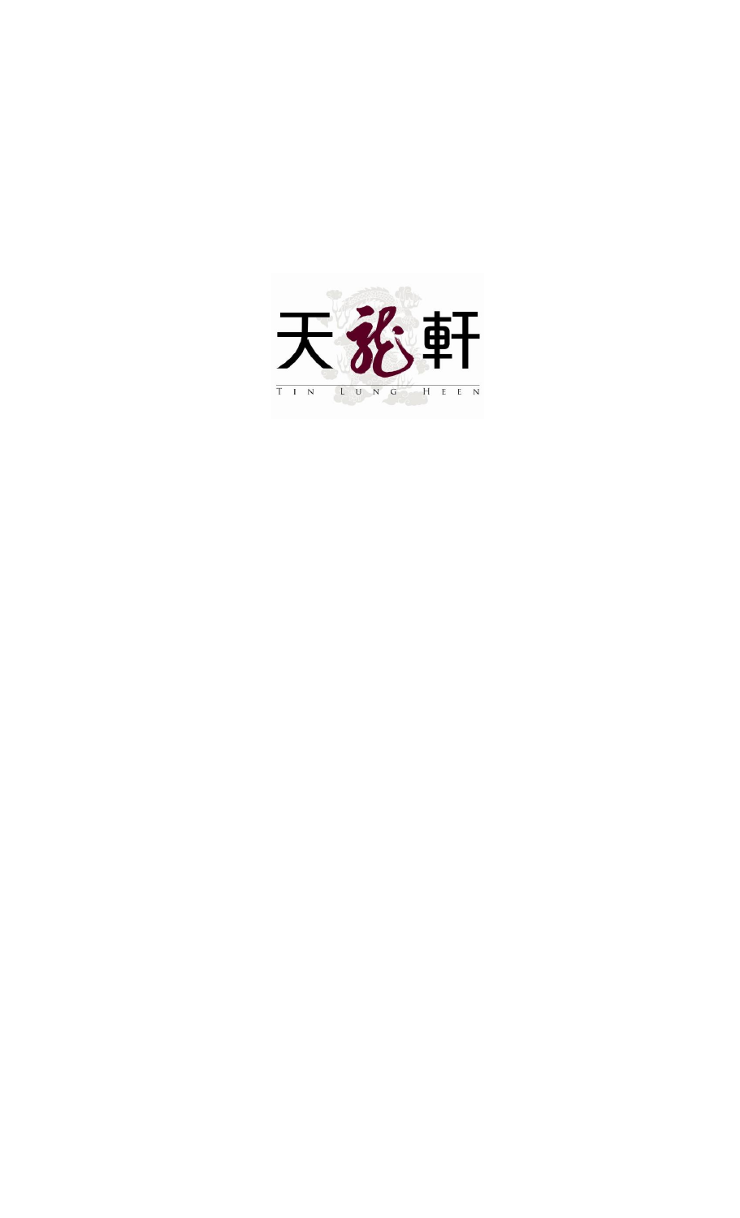天龍軒

T I N   L U N G   H E E N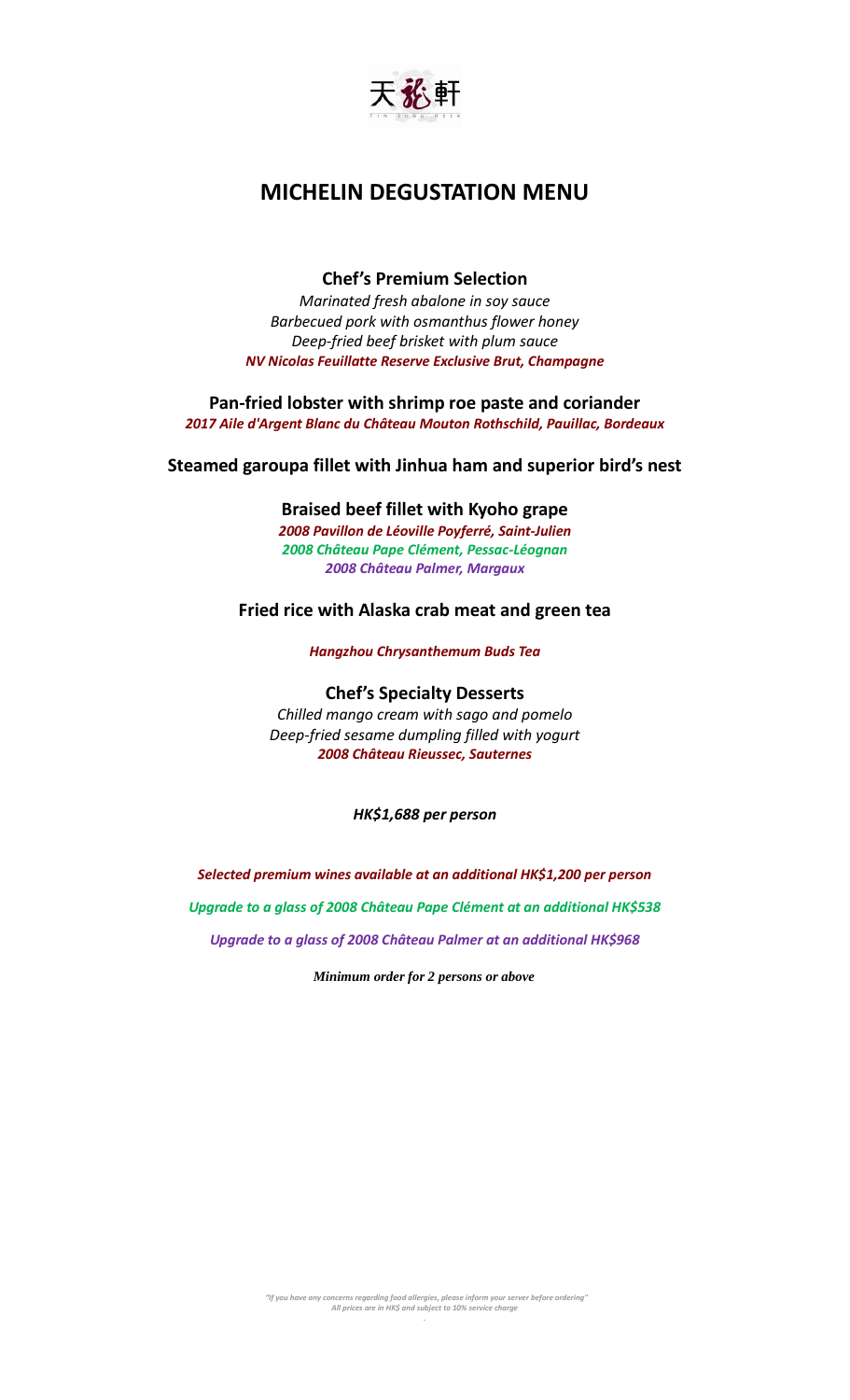天龍軒

T I N  L U N G  H E I N

# MICHELIN DEGUSTATION MENU

### Chef's Premium Selection

*Marinated fresh abalone in soy sauce*
*Barbecued pork with osmanthus flower honey*
*Deep-fried beef brisket with plum sauce*
***NV Nicolas Feuillatte Reserve Exclusive Brut, Champagne***

### Pan-fried lobster with shrimp roe paste and coriander

***2017 Aile d'Argent Blanc du Château Mouton Rothschild, Pauillac, Bordeaux***

### Steamed garoupa fillet with Jinhua ham and superior bird's nest

### Braised beef fillet with Kyoho grape

***2008 Pavillon de Léoville Poyferré, Saint-Julien***
***2008 Château Pape Clément, Pessac-Léognan***
***2008 Château Palmer, Margaux***

### Fried rice with Alaska crab meat and green tea

***Hangzhou Chrysanthemum Buds Tea***

### Chef's Specialty Desserts

*Chilled mango cream with sago and pomelo*
*Deep-fried sesame dumpling filled with yogurt*
***2008 Château Rieussec, Sauternes***

***HK$1,688 per person***

***Selected premium wines available at an additional HK$1,200 per person***

***Upgrade to a glass of 2008 Château Pape Clément at an additional HK$538***

***Upgrade to a glass of 2008 Château Palmer at an additional HK$968***

***Minimum order for 2 persons or above***

*"If you have any concerns regarding food allergies, please inform your server before ordering"*
*All prices are in HK$ and subject to 10% service charge*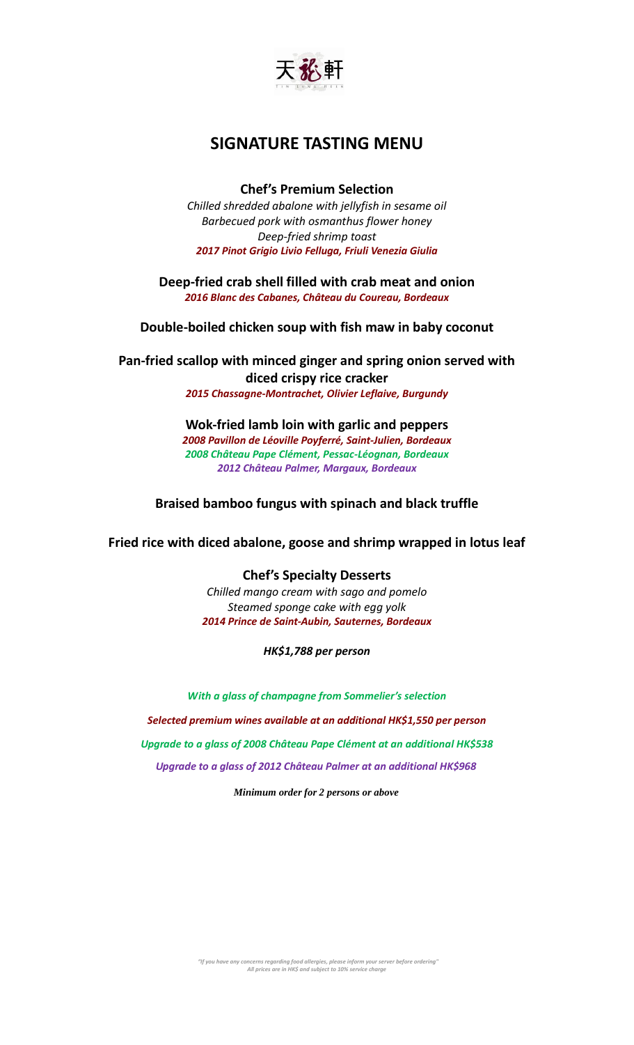天龍軒

TIN LUNG HEEN

# SIGNATURE TASTING MENU

**Chef's Premium Selection**

*Chilled shredded abalone with jellyfish in sesame oil*
*Barbecued pork with osmanthus flower honey*
*Deep-fried shrimp toast*
***2017 Pinot Grigio Livio Felluga, Friuli Venezia Giulia***

**Deep-fried crab shell filled with crab meat and onion**
***2016 Blanc des Cabanes, Château du Coureau, Bordeaux***

**Double-boiled chicken soup with fish maw in baby coconut**

**Pan-fried scallop with minced ginger and spring onion served with diced crispy rice cracker**
***2015 Chassagne-Montrachet, Olivier Leflaive, Burgundy***

**Wok-fried lamb loin with garlic and peppers**
***2008 Pavillon de Léoville Poyferré, Saint-Julien, Bordeaux***
***2008 Château Pape Clément, Pessac-Léognan, Bordeaux***
***2012 Château Palmer, Margaux, Bordeaux***

**Braised bamboo fungus with spinach and black truffle**

**Fried rice with diced abalone, goose and shrimp wrapped in lotus leaf**

**Chef's Specialty Desserts**

*Chilled mango cream with sago and pomelo*
*Steamed sponge cake with egg yolk*
***2014 Prince de Saint-Aubin, Sauternes, Bordeaux***

***HK$1,788 per person***

***With a glass of champagne from Sommelier's selection***

***Selected premium wines available at an additional HK$1,550 per person***

***Upgrade to a glass of 2008 Château Pape Clément at an additional HK$538***

***Upgrade to a glass of 2012 Château Palmer at an additional HK$968***

***Minimum order for 2 persons or above***

*"If you have any concerns regarding food allergies, please inform your server before ordering"*
*All prices are in HK$ and subject to 10% service charge*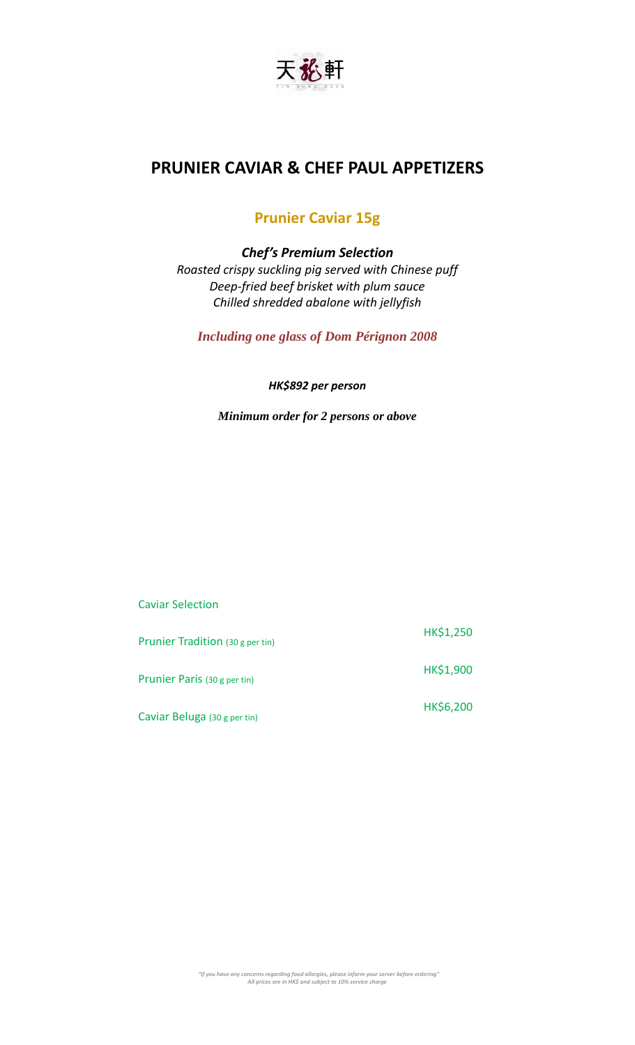天龍軒

TIN LUNG HEEN

# PRUNIER CAVIAR & CHEF PAUL APPETIZERS

## Prunier Caviar 15g

***Chef's Premium Selection***

*Roasted crispy suckling pig served with Chinese puff*
*Deep-fried beef brisket with plum sauce*
*Chilled shredded abalone with jellyfish*

***Including one glass of Dom Pérignon 2008***

***HK$892 per person***

***Minimum order for 2 persons or above***

Caviar Selection

| | |
|---|---|
| Prunier Tradition (30 g per tin) | HK$1,250 |
| Prunier Paris (30 g per tin) | HK$1,900 |
| Caviar Beluga (30 g per tin) | HK$6,200 |

*"If you have any concerns regarding food allergies, please inform your server before ordering"*
*All prices are in HK$ and subject to 10% service charge*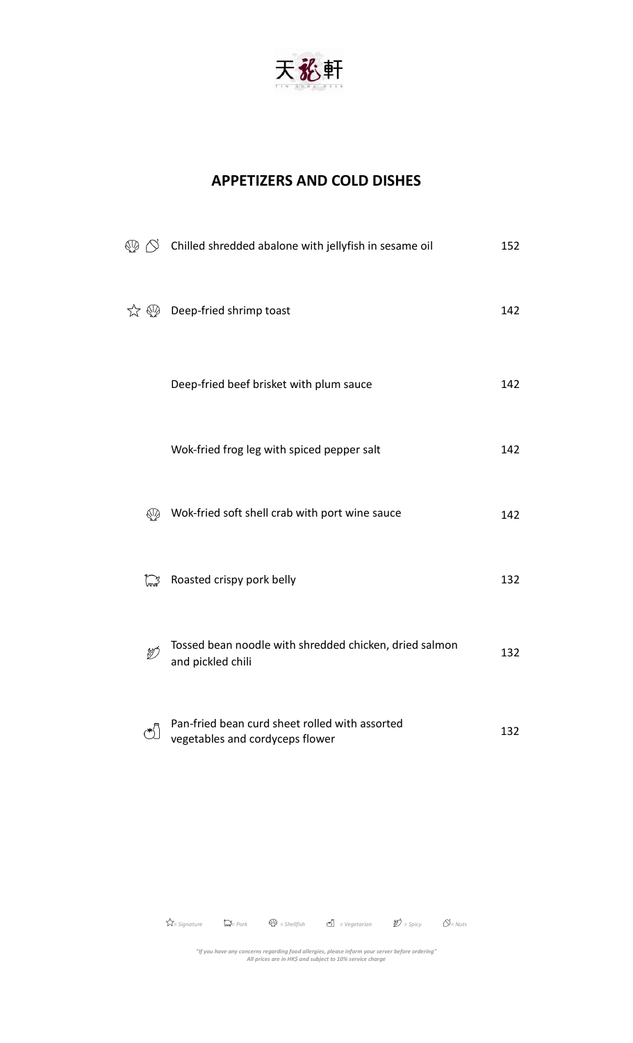天龍軒

TIN LUNG HEEN

## APPETIZERS AND COLD DISHES

| Icons | Dish | Price |
| --- | --- | --- |
| Shellfish, Nuts | Chilled shredded abalone with jellyfish in sesame oil | 152 |
| Signature, Shellfish | Deep-fried shrimp toast | 142 |
| | Deep-fried beef brisket with plum sauce | 142 |
| | Wok-fried frog leg with spiced pepper salt | 142 |
| Shellfish | Wok-fried soft shell crab with port wine sauce | 142 |
| Pork | Roasted crispy pork belly | 132 |
| Spicy | Tossed bean noodle with shredded chicken, dried salmon and pickled chili | 132 |
| Vegetarian | Pan-fried bean curd sheet rolled with assorted vegetables and cordyceps flower | 132 |

*= Signature = Pork = Shellfish = Vegetarian = Spicy = Nuts*

*"If you have any concerns regarding food allergies, please inform your server before ordering"*
*All prices are in HK$ and subject to 10% service charge*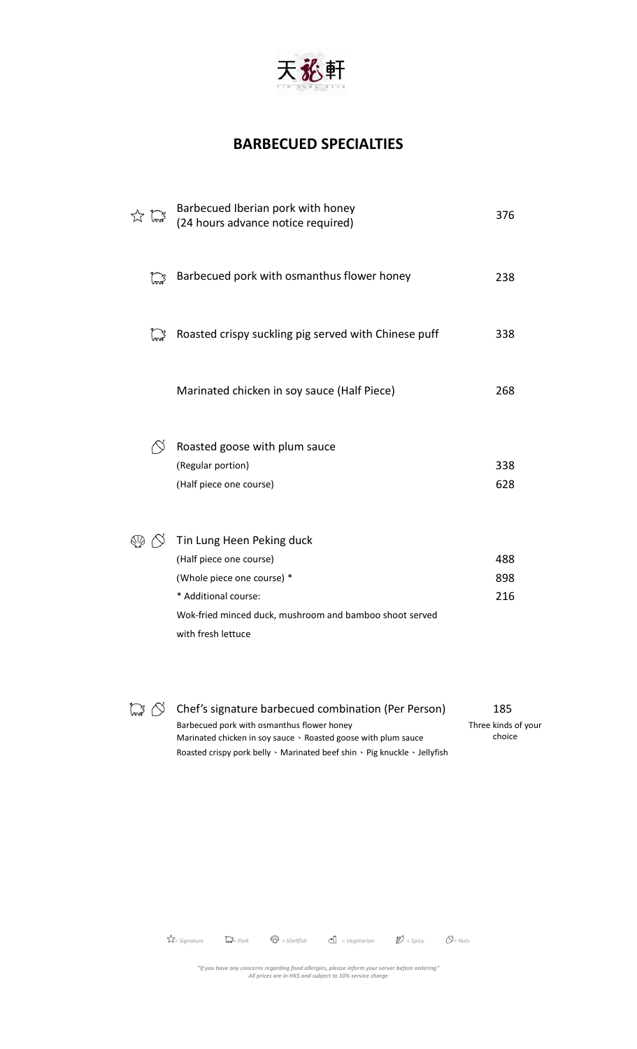天龍軒

TIN LUNG HEEN

# BARBECUED SPECIALTIES

| | Item | Price |
|---|---|---|
| Signature, Pork | Barbecued Iberian pork with honey (24 hours advance notice required) | 376 |
| Pork | Barbecued pork with osmanthus flower honey | 238 |
| Pork | Roasted crispy suckling pig served with Chinese puff | 338 |
| | Marinated chicken in soy sauce (Half Piece) | 268 |
| Nuts | Roasted goose with plum sauce | |
| | (Regular portion) | 338 |
| | (Half piece one course) | 628 |
| Shellfish, Nuts | Tin Lung Heen Peking duck | |
| | (Half piece one course) | 488 |
| | (Whole piece one course) * | 898 |
| | * Additional course: Wok-fried minced duck, mushroom and bamboo shoot served with fresh lettuce | 216 |
| Pork, Nuts | Chef's signature barbecued combination (Per Person) | 185 |
| | Barbecued pork with osmanthus flower honey<br>Marinated chicken in soy sauce、Roasted goose with plum sauce<br>Roasted crispy pork belly、Marinated beef shin、Pig knuckle、Jellyfish | Three kinds of your choice |

*= Signature  = Pork  = Shellfish  = Vegetarian  = Spicy  = Nuts*

*"If you have any concerns regarding food allergies, please inform your server before ordering"*
*All prices are in HK$ and subject to 10% service charge*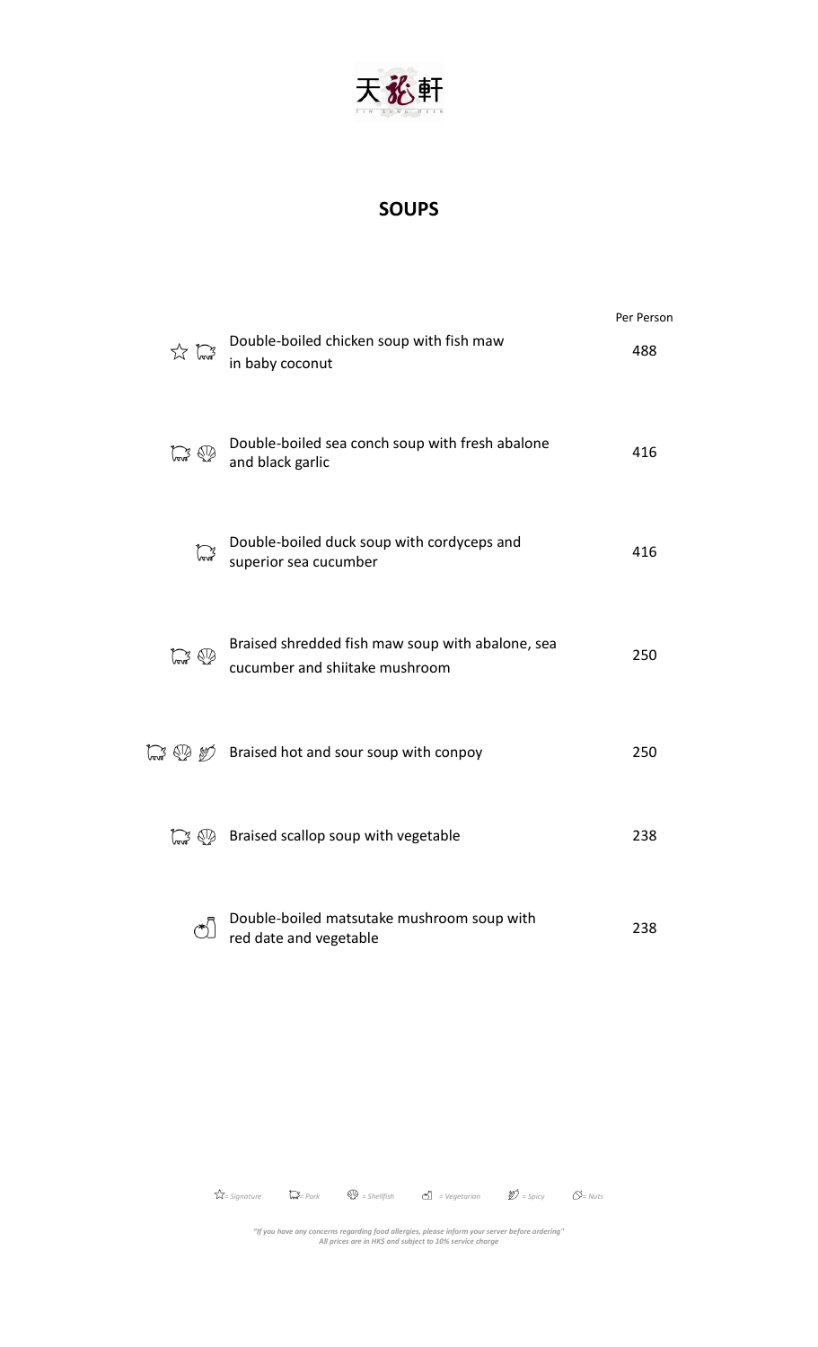天龍軒

## SOUPS

| | | Per Person |
|---|---|---|
| ☆ Pork | Double-boiled chicken soup with fish maw in baby coconut | 488 |
| Pork, Shellfish | Double-boiled sea conch soup with fresh abalone and black garlic | 416 |
| Pork | Double-boiled duck soup with cordyceps and superior sea cucumber | 416 |
| Pork, Shellfish | Braised shredded fish maw soup with abalone, sea cucumber and shiitake mushroom | 250 |
| Pork, Shellfish, Spicy | Braised hot and sour soup with conpoy | 250 |
| Pork, Shellfish | Braised scallop soup with vegetable | 238 |
| Vegetarian | Double-boiled matsutake mushroom soup with red date and vegetable | 238 |

*☆= Signature  = Pork  = Shellfish  = Vegetarian  = Spicy  = Nuts*

*"If you have any concerns regarding food allergies, please inform your server before ordering"*
*All prices are in HK$ and subject to 10% service charge*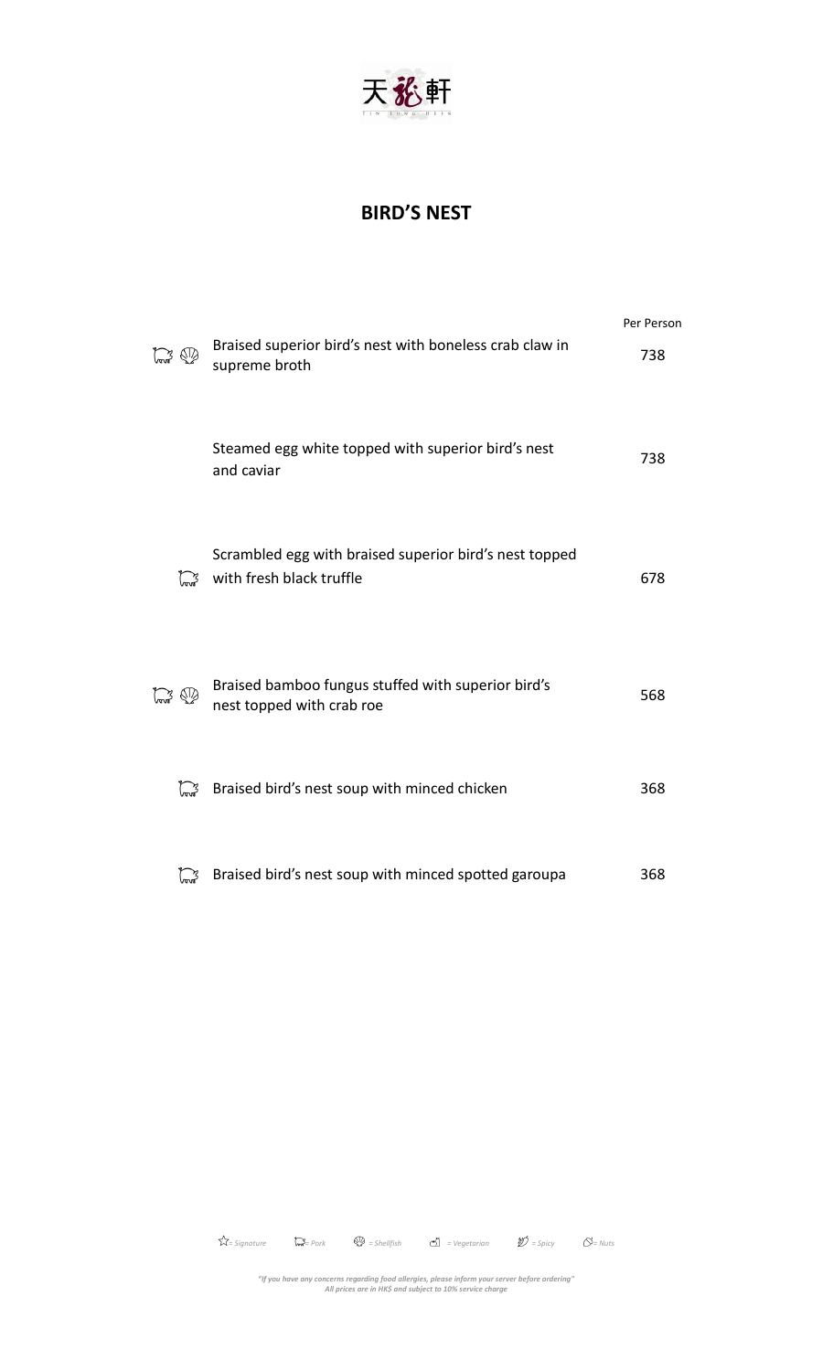天龍軒

TIN LUNG HEEN

# BIRD'S NEST

| | | Per Person |
|---|---|---|
| Pork, Shellfish | Braised superior bird's nest with boneless crab claw in supreme broth | 738 |
| | Steamed egg white topped with superior bird's nest and caviar | 738 |
| Pork | Scrambled egg with braised superior bird's nest topped with fresh black truffle | 678 |
| Pork, Shellfish | Braised bamboo fungus stuffed with superior bird's nest topped with crab roe | 568 |
| Pork | Braised bird's nest soup with minced chicken | 368 |
| Pork | Braised bird's nest soup with minced spotted garoupa | 368 |

*☆= Signature   = Pork   = Shellfish   = Vegetarian   = Spicy   = Nuts*

*"If you have any concerns regarding food allergies, please inform your server before ordering"*
*All prices are in HK$ and subject to 10% service charge*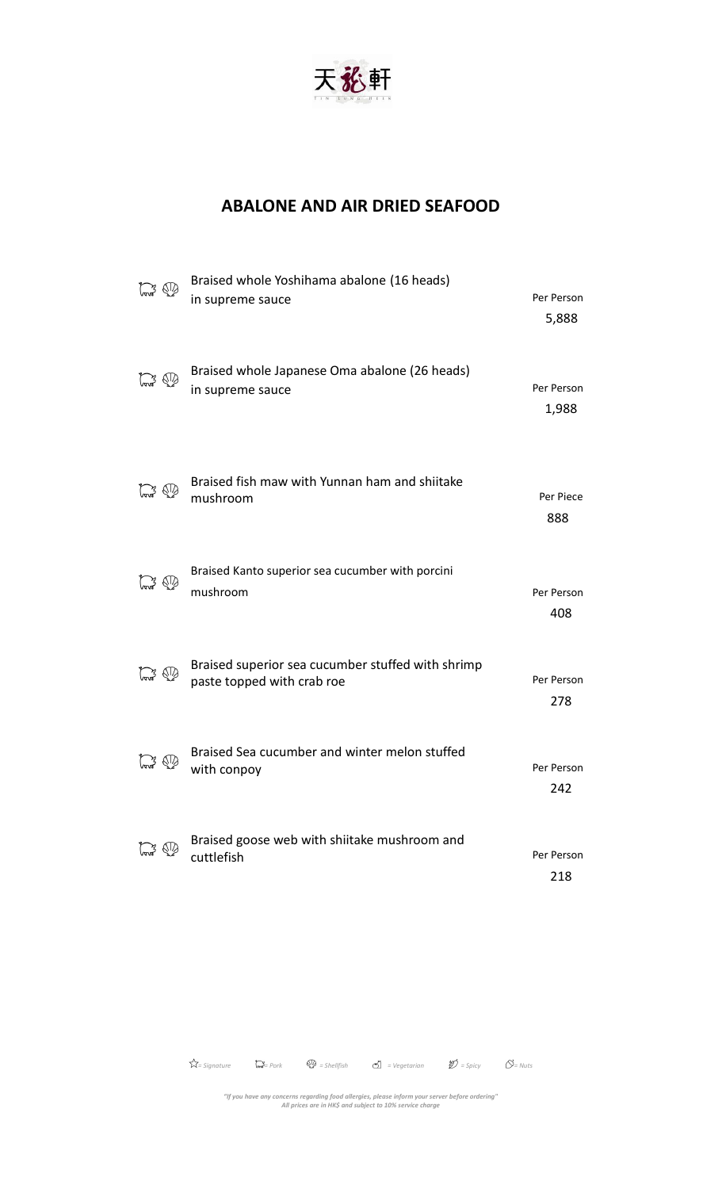天龍軒

T I N L U N G H E E N

# ABALONE AND AIR DRIED SEAFOOD

| | Dish | Price |
|---|---|---|
| Pork, Shellfish | Braised whole Yoshihama abalone (16 heads) in supreme sauce | Per Person 5,888 |
| Pork, Shellfish | Braised whole Japanese Oma abalone (26 heads) in supreme sauce | Per Person 1,988 |
| Pork, Shellfish | Braised fish maw with Yunnan ham and shiitake mushroom | Per Piece 888 |
| Pork, Shellfish | Braised Kanto superior sea cucumber with porcini mushroom | Per Person 408 |
| Pork, Shellfish | Braised superior sea cucumber stuffed with shrimp paste topped with crab roe | Per Person 278 |
| Pork, Shellfish | Braised Sea cucumber and winter melon stuffed with conpoy | Per Person 242 |
| Pork, Shellfish | Braised goose web with shiitake mushroom and cuttlefish | Per Person 218 |

*= Signature   = Pork   = Shellfish   = Vegetarian   = Spicy   = Nuts*

*"If you have any concerns regarding food allergies, please inform your server before ordering"*
*All prices are in HK$ and subject to 10% service charge*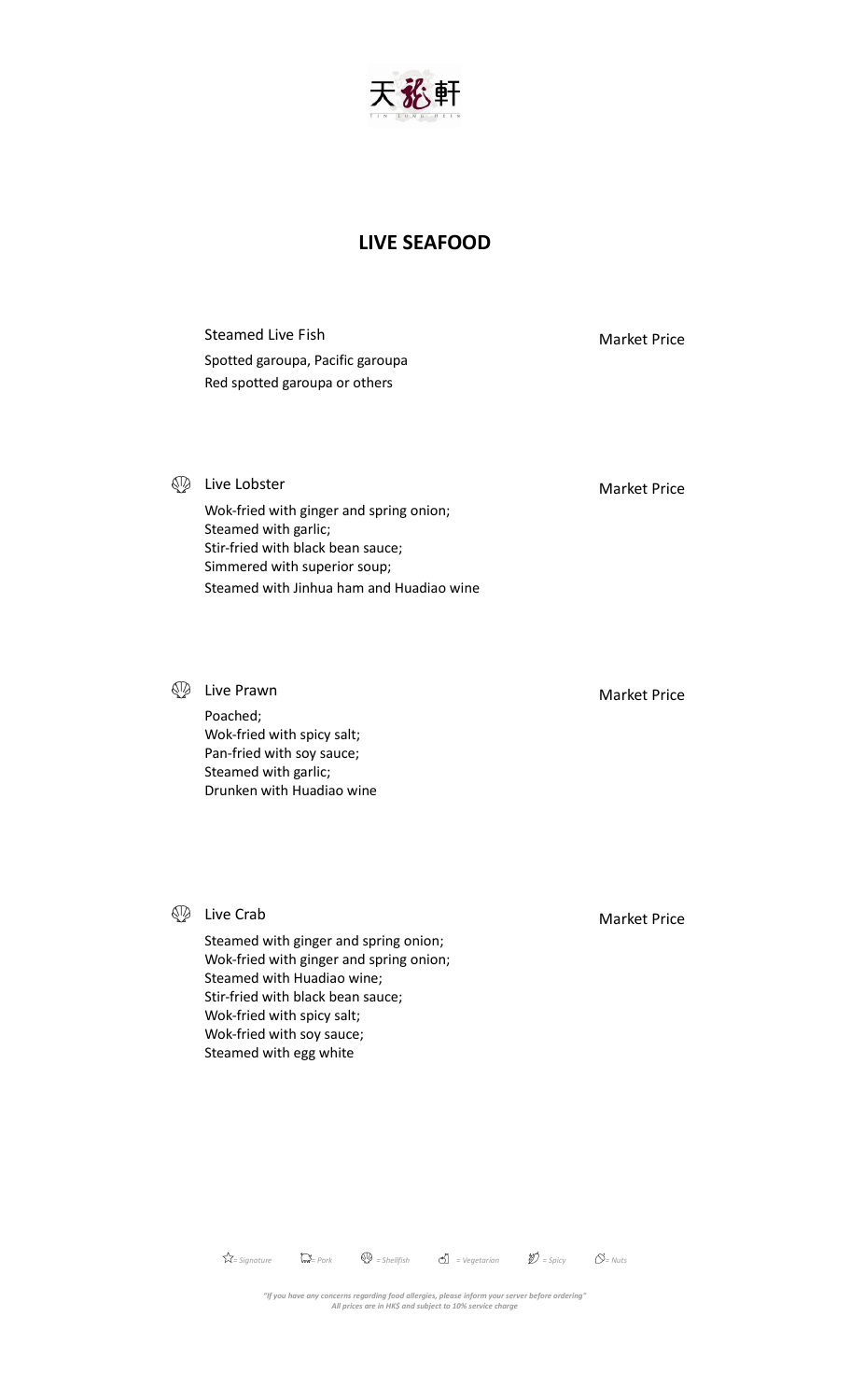天龍軒

TIN LUNG HEEN

## LIVE SEAFOOD

**Steamed Live Fish** — Market Price

Spotted garoupa, Pacific garoupa
Red spotted garoupa or others

**Live Lobster** (Shellfish) — Market Price

Wok-fried with ginger and spring onion;
Steamed with garlic;
Stir-fried with black bean sauce;
Simmered with superior soup;
Steamed with Jinhua ham and Huadiao wine

**Live Prawn** (Shellfish) — Market Price

Poached;
Wok-fried with spicy salt;
Pan-fried with soy sauce;
Steamed with garlic;
Drunken with Huadiao wine

**Live Crab** (Shellfish) — Market Price

Steamed with ginger and spring onion;
Wok-fried with ginger and spring onion;
Steamed with Huadiao wine;
Stir-fried with black bean sauce;
Wok-fried with spicy salt;
Wok-fried with soy sauce;
Steamed with egg white

*= Signature = Pork = Shellfish = Vegetarian = Spicy = Nuts*

*"If you have any concerns regarding food allergies, please inform your server before ordering"*
*All prices are in HK$ and subject to 10% service charge*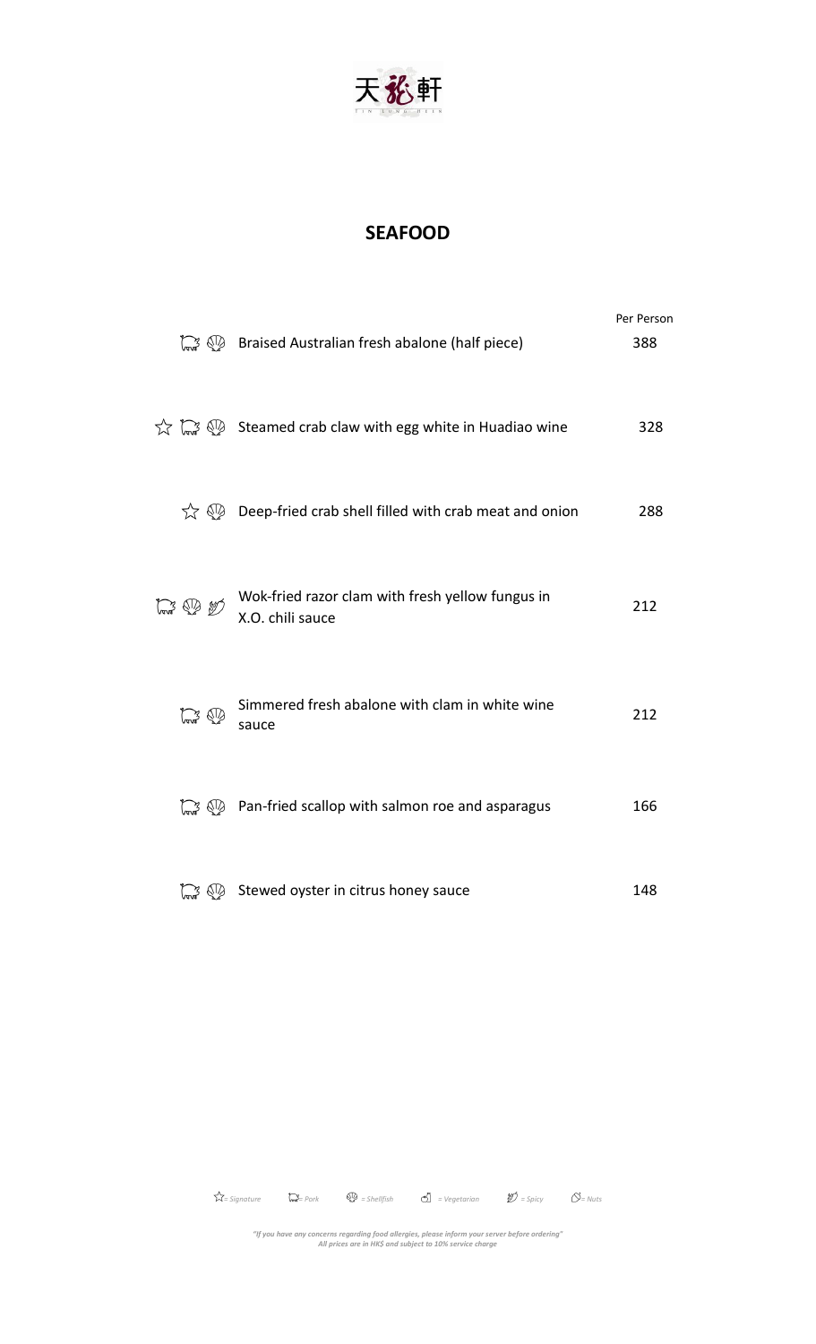天龍軒

TIN LUNG HEEN

## SEAFOOD

| | | Per Person |
|---|---|---|
| Pork, Shellfish | Braised Australian fresh abalone (half piece) | 388 |
| Signature, Pork, Shellfish | Steamed crab claw with egg white in Huadiao wine | 328 |
| Signature, Shellfish | Deep-fried crab shell filled with crab meat and onion | 288 |
| Pork, Shellfish, Spicy | Wok-fried razor clam with fresh yellow fungus in X.O. chili sauce | 212 |
| Pork, Shellfish | Simmered fresh abalone with clam in white wine sauce | 212 |
| Pork, Shellfish | Pan-fried scallop with salmon roe and asparagus | 166 |
| Pork, Shellfish | Stewed oyster in citrus honey sauce | 148 |

*☆= Signature = Pork = Shellfish = Vegetarian = Spicy = Nuts*

*"If you have any concerns regarding food allergies, please inform your server before ordering"*
*All prices are in HK$ and subject to 10% service charge*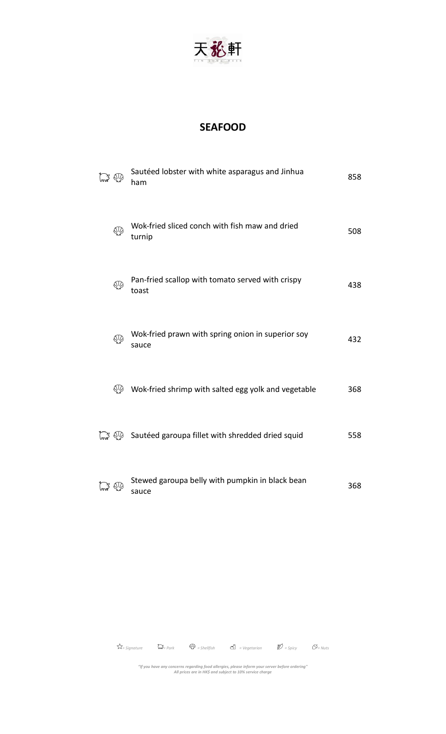天龍軒

TIN LUNG HEEN

# SEAFOOD

| | Dish | Price |
|---|---|---|
| Pork, Shellfish | Sautéed lobster with white asparagus and Jinhua ham | 858 |
| Shellfish | Wok-fried sliced conch with fish maw and dried turnip | 508 |
| Shellfish | Pan-fried scallop with tomato served with crispy toast | 438 |
| Shellfish | Wok-fried prawn with spring onion in superior soy sauce | 432 |
| Shellfish | Wok-fried shrimp with salted egg yolk and vegetable | 368 |
| Pork, Shellfish | Sautéed garoupa fillet with shredded dried squid | 558 |
| Pork, Shellfish | Stewed garoupa belly with pumpkin in black bean sauce | 368 |

*= Signature* *= Pork* *= Shellfish* *= Vegetarian* *= Spicy* *= Nuts*

*"If you have any concerns regarding food allergies, please inform your server before ordering"*
*All prices are in HK$ and subject to 10% service charge*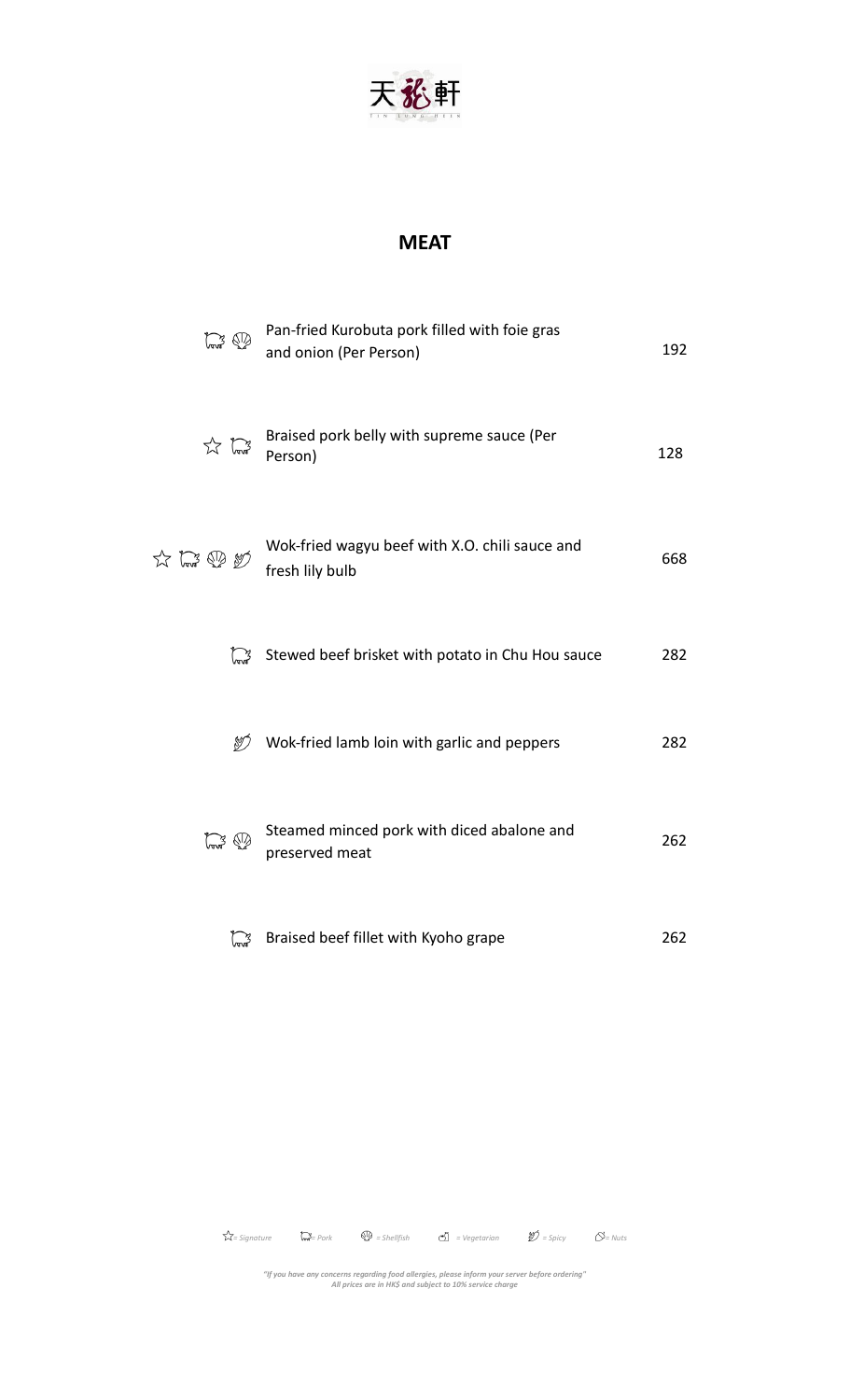天龍軒

TIN LUNG HEEN

## MEAT

| | | |
|---|---|---|
| Pork, Shellfish | Pan-fried Kurobuta pork filled with foie gras and onion (Per Person) | 192 |
| Signature, Pork | Braised pork belly with supreme sauce (Per Person) | 128 |
| Signature, Pork, Shellfish, Spicy | Wok-fried wagyu beef with X.O. chili sauce and fresh lily bulb | 668 |
| Pork | Stewed beef brisket with potato in Chu Hou sauce | 282 |
| Spicy | Wok-fried lamb loin with garlic and peppers | 282 |
| Pork, Shellfish | Steamed minced pork with diced abalone and preserved meat | 262 |
| Pork | Braised beef fillet with Kyoho grape | 262 |

*= Signature   = Pork   = Shellfish   = Vegetarian   = Spicy   = Nuts*

*"If you have any concerns regarding food allergies, please inform your server before ordering"*
*All prices are in HK$ and subject to 10% service charge*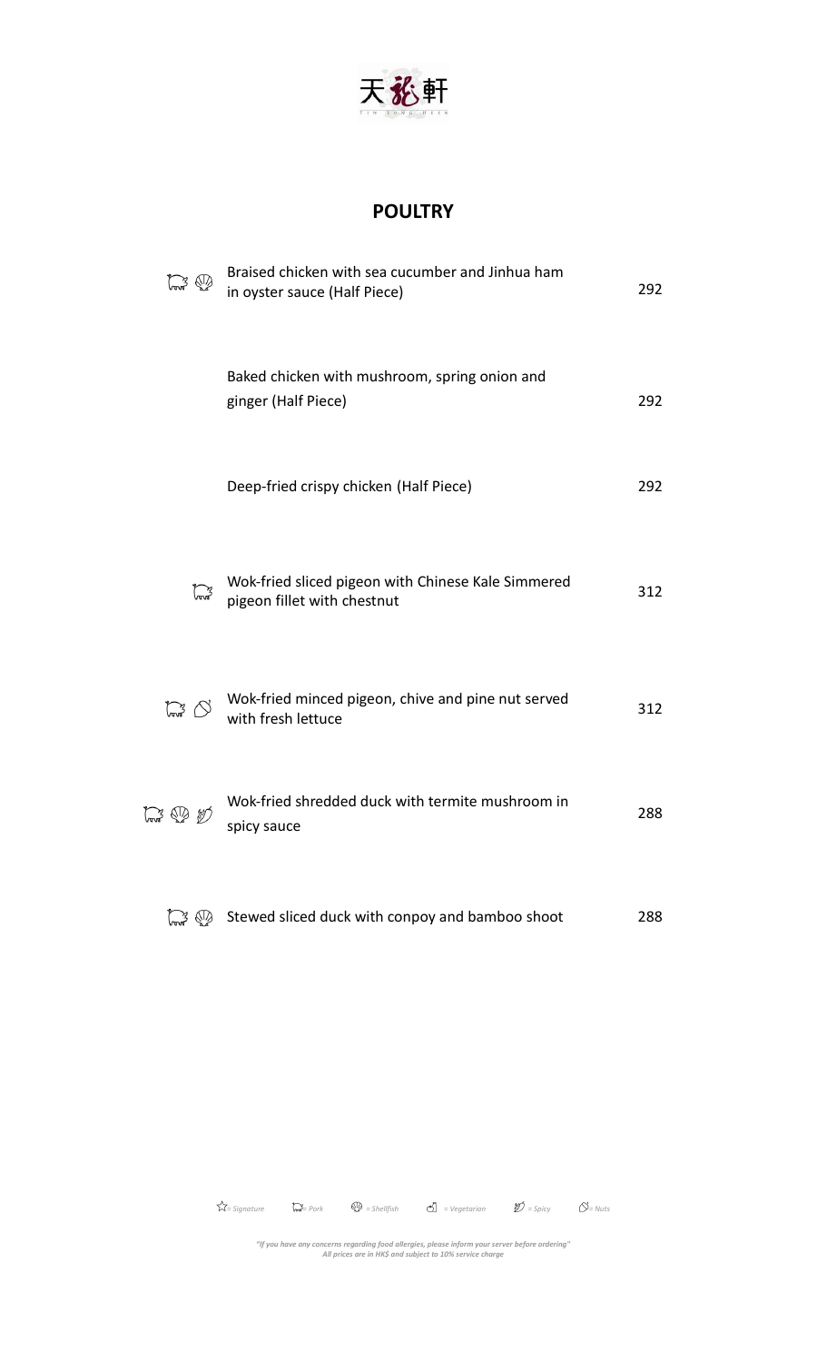天龍軒

TIN LUNG HEEN

## POULTRY

| | Dish | Price |
|---|---|---|
| Pork, Shellfish | Braised chicken with sea cucumber and Jinhua ham in oyster sauce (Half Piece) | 292 |
| | Baked chicken with mushroom, spring onion and ginger (Half Piece) | 292 |
| | Deep-fried crispy chicken (Half Piece) | 292 |
| Pork | Wok-fried sliced pigeon with Chinese Kale Simmered pigeon fillet with chestnut | 312 |
| Pork, Nuts | Wok-fried minced pigeon, chive and pine nut served with fresh lettuce | 312 |
| Pork, Shellfish, Spicy | Wok-fried shredded duck with termite mushroom in spicy sauce | 288 |
| Pork, Shellfish | Stewed sliced duck with conpoy and bamboo shoot | 288 |

*☆= Signature   = Pork   = Shellfish   = Vegetarian   = Spicy   = Nuts*

*"If you have any concerns regarding food allergies, please inform your server before ordering"*
*All prices are in HK$ and subject to 10% service charge*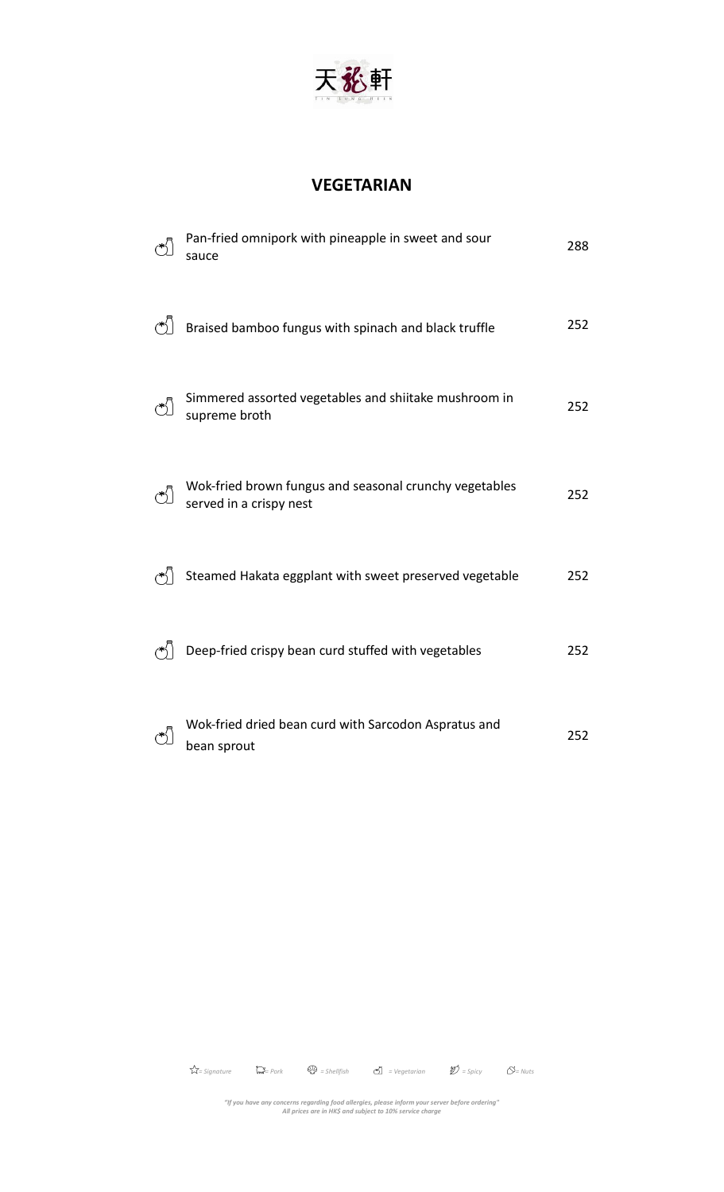天龍軒

TIN LUNG HEEN

## VEGETARIAN

| | | |
|---|---|---|
| (Vegetarian) | Pan-fried omnipork with pineapple in sweet and sour sauce | 288 |
| (Vegetarian) | Braised bamboo fungus with spinach and black truffle | 252 |
| (Vegetarian) | Simmered assorted vegetables and shiitake mushroom in supreme broth | 252 |
| (Vegetarian) | Wok-fried brown fungus and seasonal crunchy vegetables served in a crispy nest | 252 |
| (Vegetarian) | Steamed Hakata eggplant with sweet preserved vegetable | 252 |
| (Vegetarian) | Deep-fried crispy bean curd stuffed with vegetables | 252 |
| (Vegetarian) | Wok-fried dried bean curd with Sarcodon Aspratus and bean sprout | 252 |

*= Signature = Pork = Shellfish = Vegetarian = Spicy = Nuts*

*"If you have any concerns regarding food allergies, please inform your server before ordering"*
*All prices are in HK$ and subject to 10% service charge*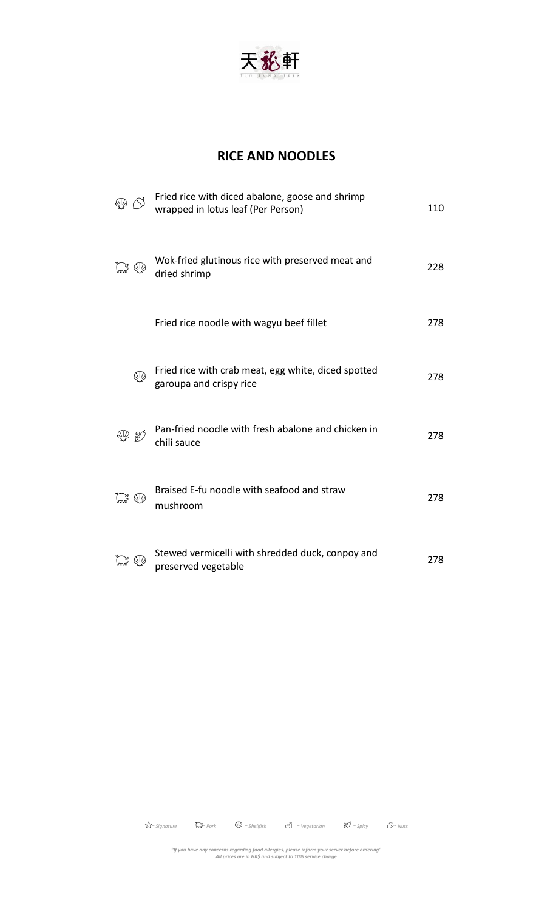天龍軒

TIN LUNG HEEN

## RICE AND NOODLES

| Icons | Dish | Price |
|---|---|---|
| Shellfish, Nuts | Fried rice with diced abalone, goose and shrimp wrapped in lotus leaf (Per Person) | 110 |
| Pork, Shellfish | Wok-fried glutinous rice with preserved meat and dried shrimp | 228 |
| | Fried rice noodle with wagyu beef fillet | 278 |
| Shellfish | Fried rice with crab meat, egg white, diced spotted garoupa and crispy rice | 278 |
| Shellfish, Spicy | Pan-fried noodle with fresh abalone and chicken in chili sauce | 278 |
| Pork, Shellfish | Braised E-fu noodle with seafood and straw mushroom | 278 |
| Pork, Shellfish | Stewed vermicelli with shredded duck, conpoy and preserved vegetable | 278 |

*☆= Signature  Pork icon = Pork  Shellfish icon = Shellfish  Vegetarian icon = Vegetarian  Spicy icon = Spicy  Nuts icon = Nuts*

*"If you have any concerns regarding food allergies, please inform your server before ordering"*
*All prices are in HK$ and subject to 10% service charge*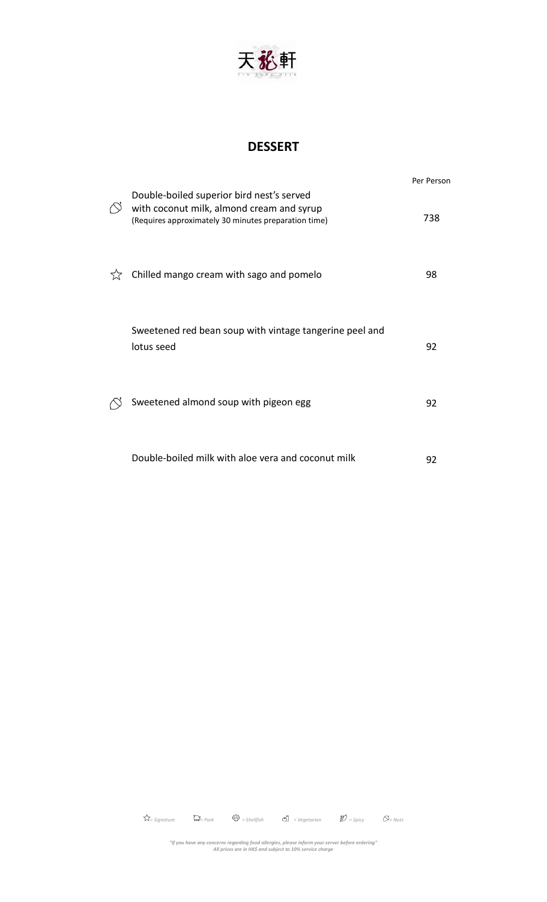天龍軒

TIN LUNG HEEN

## DESSERT

| | | Per Person |
|---|---|---|
| ☉ Nuts | Double-boiled superior bird nest's served with coconut milk, almond cream and syrup<br>(Requires approximately 30 minutes preparation time) | 738 |
| ☆ Signature | Chilled mango cream with sago and pomelo | 98 |
| | Sweetened red bean soup with vintage tangerine peel and lotus seed | 92 |
| ☉ Nuts | Sweetened almond soup with pigeon egg | 92 |
| | Double-boiled milk with aloe vera and coconut milk | 92 |

*☆= Signature   = Pork   = Shellfish   = Vegetarian   = Spicy   = Nuts*

*"If you have any concerns regarding food allergies, please inform your server before ordering"*
*All prices are in HK$ and subject to 10% service charge*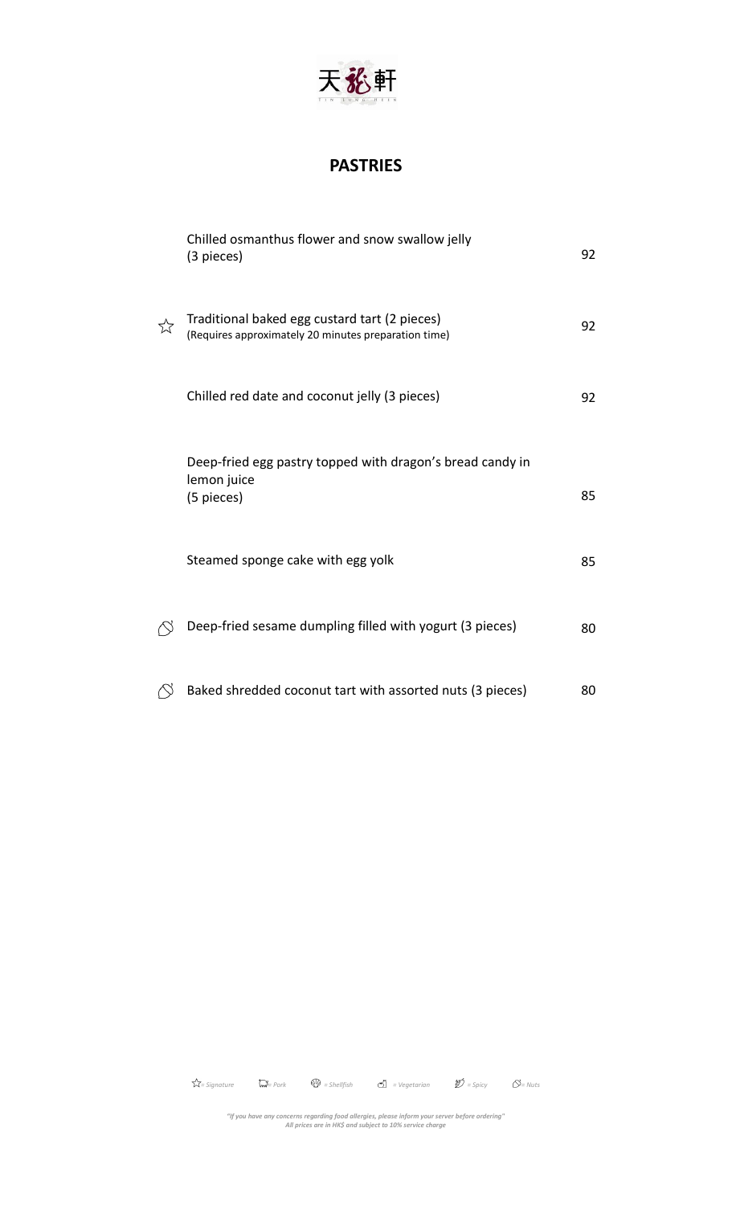天龍軒

TIN LUNG HEEN

## PASTRIES

| | | |
|---|---|---|
| | Chilled osmanthus flower and snow swallow jelly (3 pieces) | 92 |
| ☆ | Traditional baked egg custard tart (2 pieces) (Requires approximately 20 minutes preparation time) | 92 |
| | Chilled red date and coconut jelly (3 pieces) | 92 |
| | Deep-fried egg pastry topped with dragon's bread candy in lemon juice (5 pieces) | 85 |
| | Steamed sponge cake with egg yolk | 85 |
| Nuts | Deep-fried sesame dumpling filled with yogurt (3 pieces) | 80 |
| Nuts | Baked shredded coconut tart with assorted nuts (3 pieces) | 80 |

*☆= Signature    = Pork    = Shellfish    = Vegetarian    = Spicy    = Nuts*

*"If you have any concerns regarding food allergies, please inform your server before ordering"*
*All prices are in HK$ and subject to 10% service charge*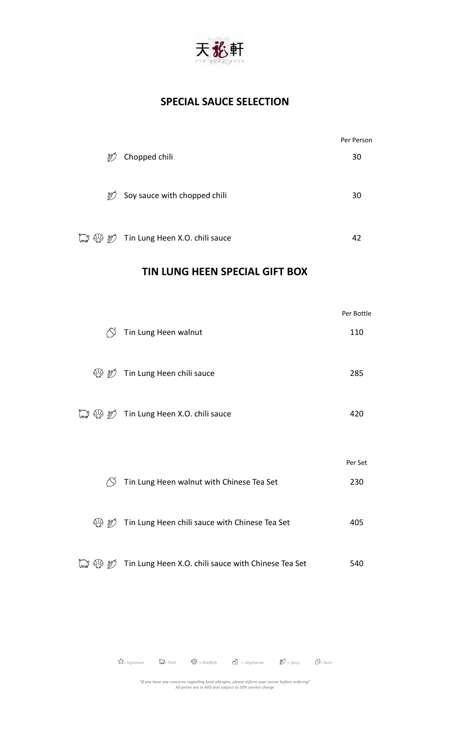天龍軒

TIN LUNG HEEN

## SPECIAL SAUCE SELECTION

| | | Per Person |
|---|---|---|
| Spicy | Chopped chili | 30 |
| Spicy | Soy sauce with chopped chili | 30 |
| Pork, Shellfish, Spicy | Tin Lung Heen X.O. chili sauce | 42 |

## TIN LUNG HEEN SPECIAL GIFT BOX

| | | Per Bottle |
|---|---|---|
| Nuts | Tin Lung Heen walnut | 110 |
| Shellfish, Spicy | Tin Lung Heen chili sauce | 285 |
| Pork, Shellfish, Spicy | Tin Lung Heen X.O. chili sauce | 420 |

| | | Per Set |
|---|---|---|
| Nuts | Tin Lung Heen walnut with Chinese Tea Set | 230 |
| Shellfish, Spicy | Tin Lung Heen chili sauce with Chinese Tea Set | 405 |
| Pork, Shellfish, Spicy | Tin Lung Heen X.O. chili sauce with Chinese Tea Set | 540 |

*= Signature = Pork = Shellfish = Vegetarian = Spicy = Nuts*

*"If you have any concerns regarding food allergies, please inform your server before ordering"*
*All prices are in HK$ and subject to 10% service charge*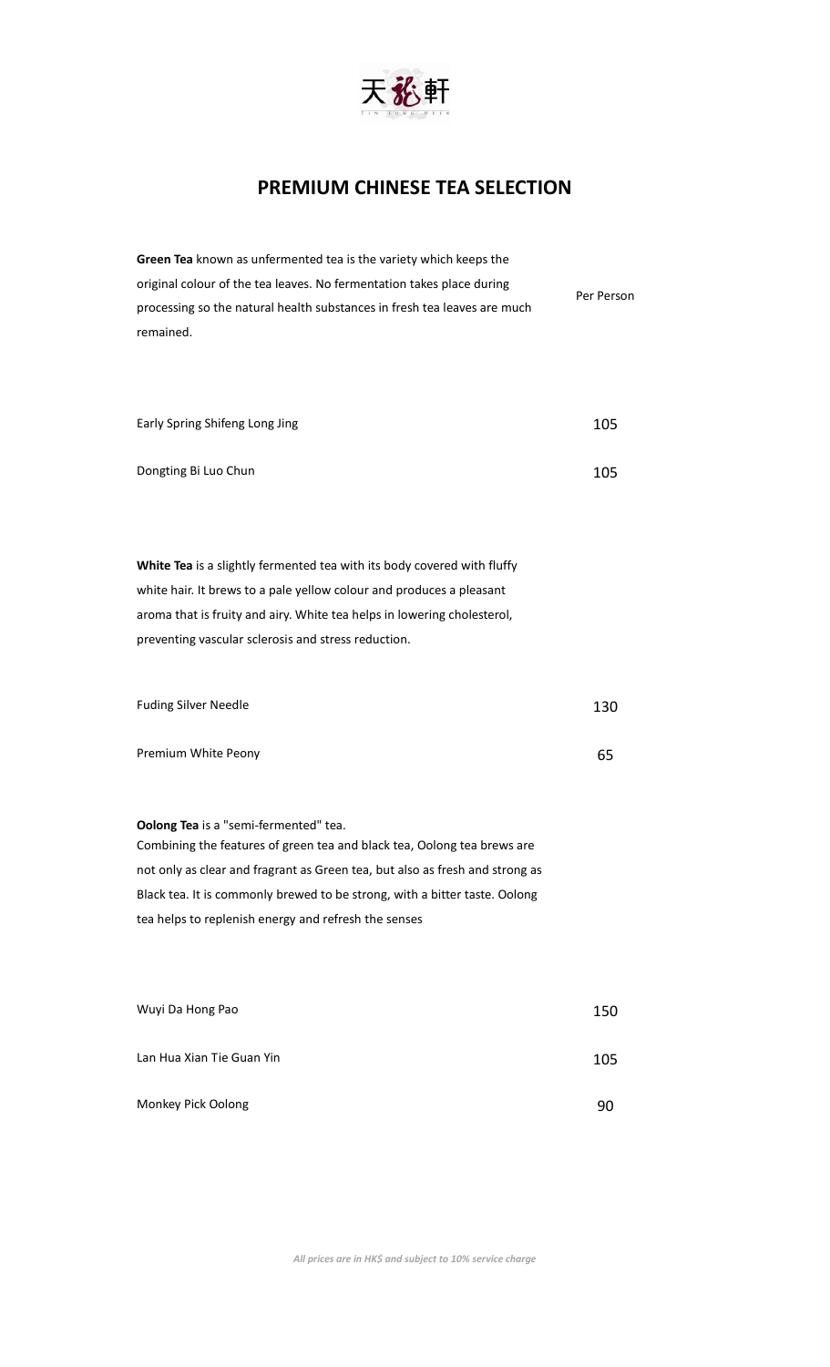天龍軒

# PREMIUM CHINESE TEA SELECTION

**Green Tea** known as unfermented tea is the variety which keeps the original colour of the tea leaves. No fermentation takes place during processing so the natural health substances in fresh tea leaves are much remained.

| | Per Person |
|---|---|
| Early Spring Shifeng Long Jing | 105 |
| Dongting Bi Luo Chun | 105 |

**White Tea** is a slightly fermented tea with its body covered with fluffy white hair. It brews to a pale yellow colour and produces a pleasant aroma that is fruity and airy. White tea helps in lowering cholesterol, preventing vascular sclerosis and stress reduction.

| | |
|---|---|
| Fuding Silver Needle | 130 |
| Premium White Peony | 65 |

**Oolong Tea** is a "semi-fermented" tea.
Combining the features of green tea and black tea, Oolong tea brews are not only as clear and fragrant as Green tea, but also as fresh and strong as Black tea. It is commonly brewed to be strong, with a bitter taste. Oolong tea helps to replenish energy and refresh the senses

| | |
|---|---|
| Wuyi Da Hong Pao | 150 |
| Lan Hua Xian Tie Guan Yin | 105 |
| Monkey Pick Oolong | 90 |

*All prices are in HK$ and subject to 10% service charge*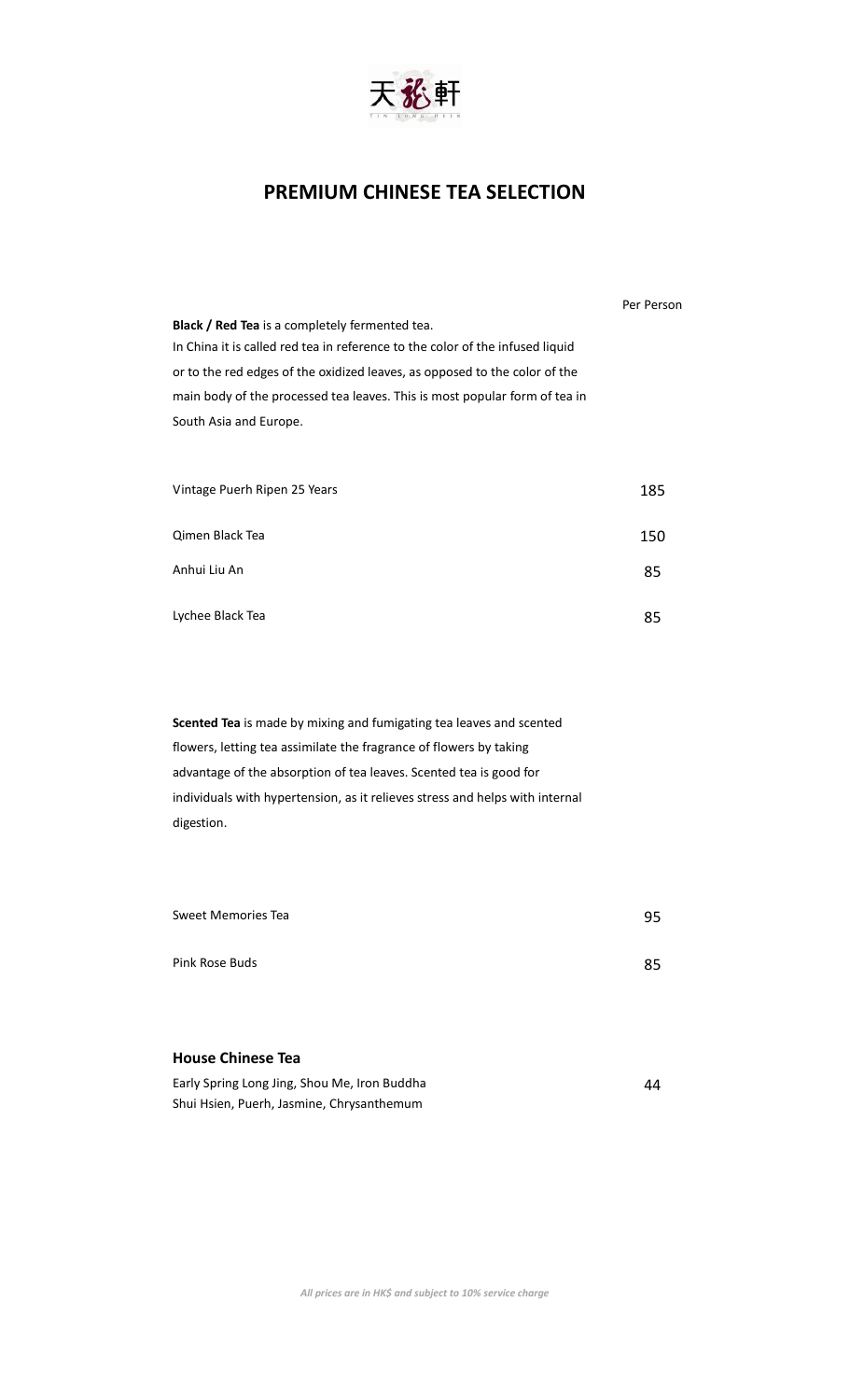天龍軒

# PREMIUM CHINESE TEA SELECTION

Per Person

**Black / Red Tea** is a completely fermented tea.
In China it is called red tea in reference to the color of the infused liquid or to the red edges of the oxidized leaves, as opposed to the color of the main body of the processed tea leaves. This is most popular form of tea in South Asia and Europe.

| | |
|---|---|
| Vintage Puerh Ripen 25 Years | 185 |
| Qimen Black Tea | 150 |
| Anhui Liu An | 85 |
| Lychee Black Tea | 85 |

**Scented Tea** is made by mixing and fumigating tea leaves and scented flowers, letting tea assimilate the fragrance of flowers by taking advantage of the absorption of tea leaves. Scented tea is good for individuals with hypertension, as it relieves stress and helps with internal digestion.

| | |
|---|---|
| Sweet Memories Tea | 95 |
| Pink Rose Buds | 85 |

### House Chinese Tea

Early Spring Long Jing, Shou Me, Iron Buddha
Shui Hsien, Puerh, Jasmine, Chrysanthemum — 44

*All prices are in HK$ and subject to 10% service charge*